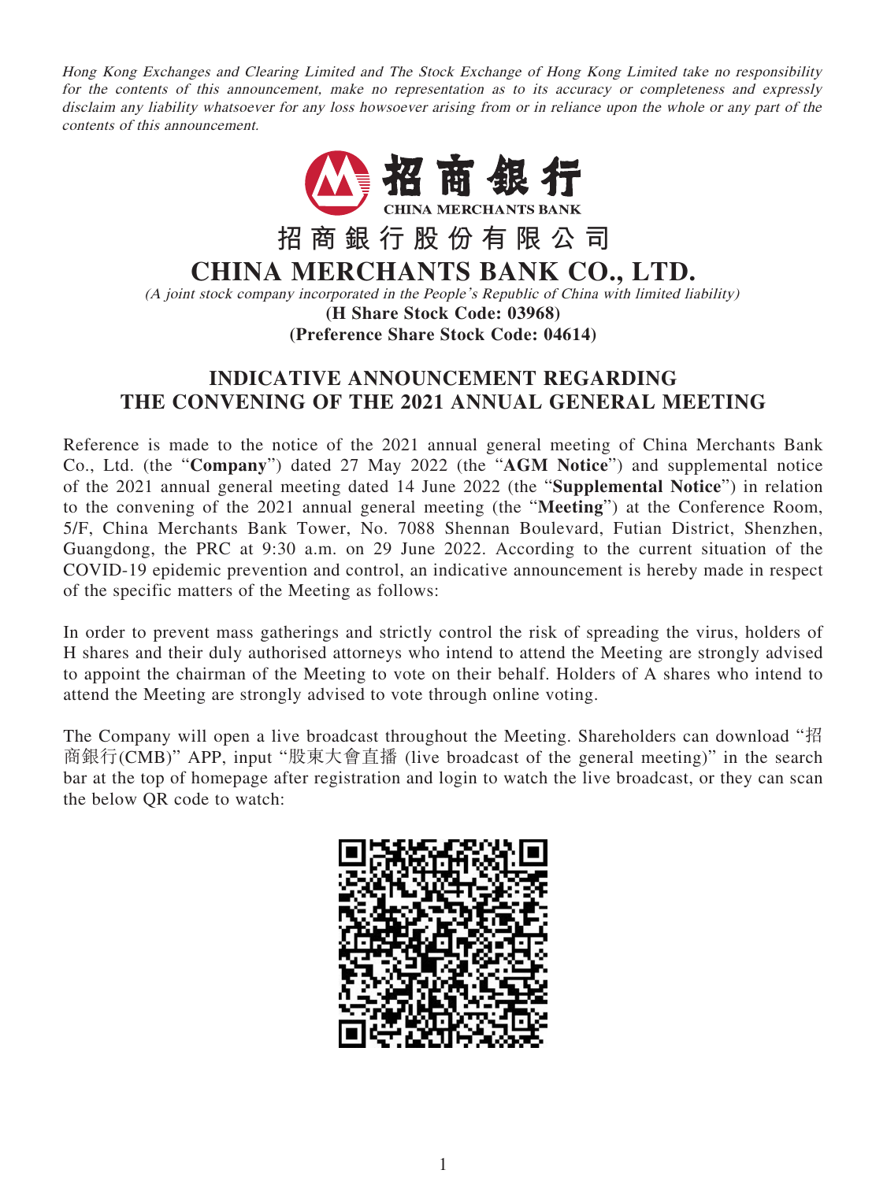*Hong Kong Exchanges and Clearing Limited and The Stock Exchange of Hong Kong Limited take no responsibility for the contents of this announcement, make no representation as to its accuracy or completeness and expressly disclaim any liability whatsoever for any loss howsoever arising from or in reliance upon the whole or any part of the contents of this announcement.*

# 招商銀行股份有限公司
# CHINA MERCHANTS BANK CO., LTD.

*(A joint stock company incorporated in the People's Republic of China with limited liability)*

**(H Share Stock Code: 03968)**
**(Preference Share Stock Code: 04614)**

## INDICATIVE ANNOUNCEMENT REGARDING THE CONVENING OF THE 2021 ANNUAL GENERAL MEETING

Reference is made to the notice of the 2021 annual general meeting of China Merchants Bank Co., Ltd. (the "**Company**") dated 27 May 2022 (the "**AGM Notice**") and supplemental notice of the 2021 annual general meeting dated 14 June 2022 (the "**Supplemental Notice**") in relation to the convening of the 2021 annual general meeting (the "**Meeting**") at the Conference Room, 5/F, China Merchants Bank Tower, No. 7088 Shennan Boulevard, Futian District, Shenzhen, Guangdong, the PRC at 9:30 a.m. on 29 June 2022. According to the current situation of the COVID-19 epidemic prevention and control, an indicative announcement is hereby made in respect of the specific matters of the Meeting as follows:

In order to prevent mass gatherings and strictly control the risk of spreading the virus, holders of H shares and their duly authorised attorneys who intend to attend the Meeting are strongly advised to appoint the chairman of the Meeting to vote on their behalf. Holders of A shares who intend to attend the Meeting are strongly advised to vote through online voting.

The Company will open a live broadcast throughout the Meeting. Shareholders can download "招商銀行(CMB)" APP, input "股東大會直播 (live broadcast of the general meeting)" in the search bar at the top of homepage after registration and login to watch the live broadcast, or they can scan the below QR code to watch: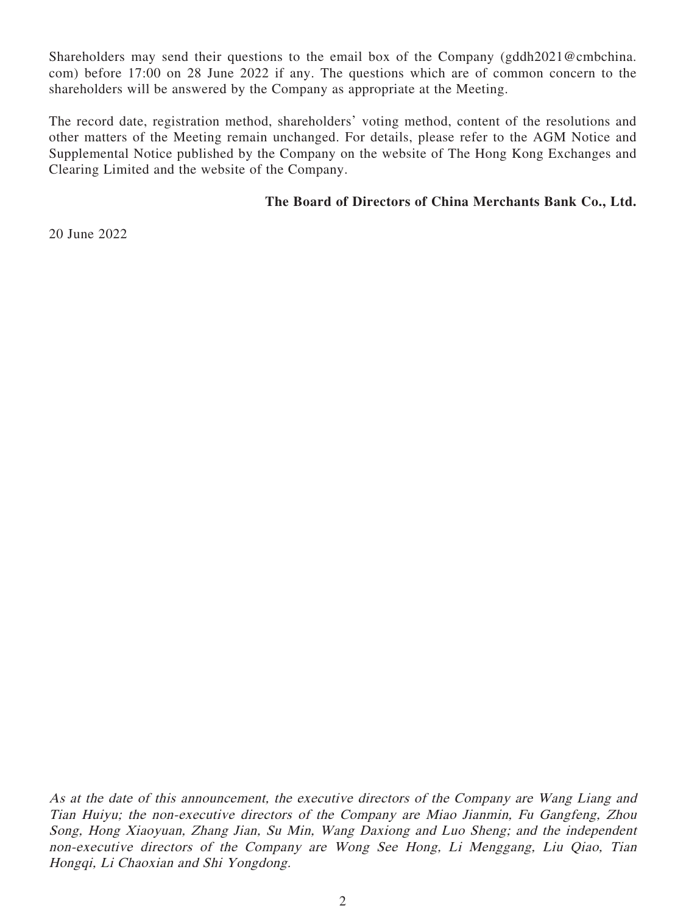Shareholders may send their questions to the email box of the Company (gddh2021@cmbchina.com) before 17:00 on 28 June 2022 if any. The questions which are of common concern to the shareholders will be answered by the Company as appropriate at the Meeting.

The record date, registration method, shareholders' voting method, content of the resolutions and other matters of the Meeting remain unchanged. For details, please refer to the AGM Notice and Supplemental Notice published by the Company on the website of The Hong Kong Exchanges and Clearing Limited and the website of the Company.

**The Board of Directors of China Merchants Bank Co., Ltd.**

20 June 2022

*As at the date of this announcement, the executive directors of the Company are Wang Liang and Tian Huiyu; the non-executive directors of the Company are Miao Jianmin, Fu Gangfeng, Zhou Song, Hong Xiaoyuan, Zhang Jian, Su Min, Wang Daxiong and Luo Sheng; and the independent non-executive directors of the Company are Wong See Hong, Li Menggang, Liu Qiao, Tian Hongqi, Li Chaoxian and Shi Yongdong.*